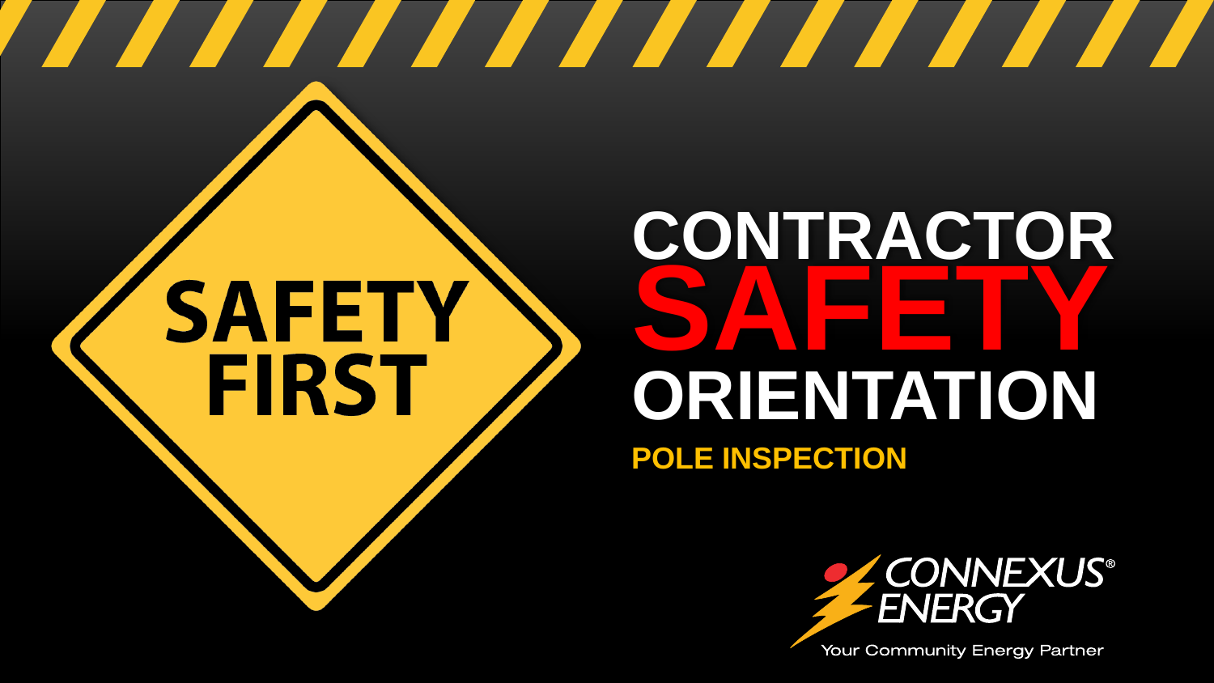SAFETY FIRST

# CONTRACTOR SAFETY ORIENTATION

**POLE INSPECTION**

CONNEXUS® ENERGY

Your Community Energy Partner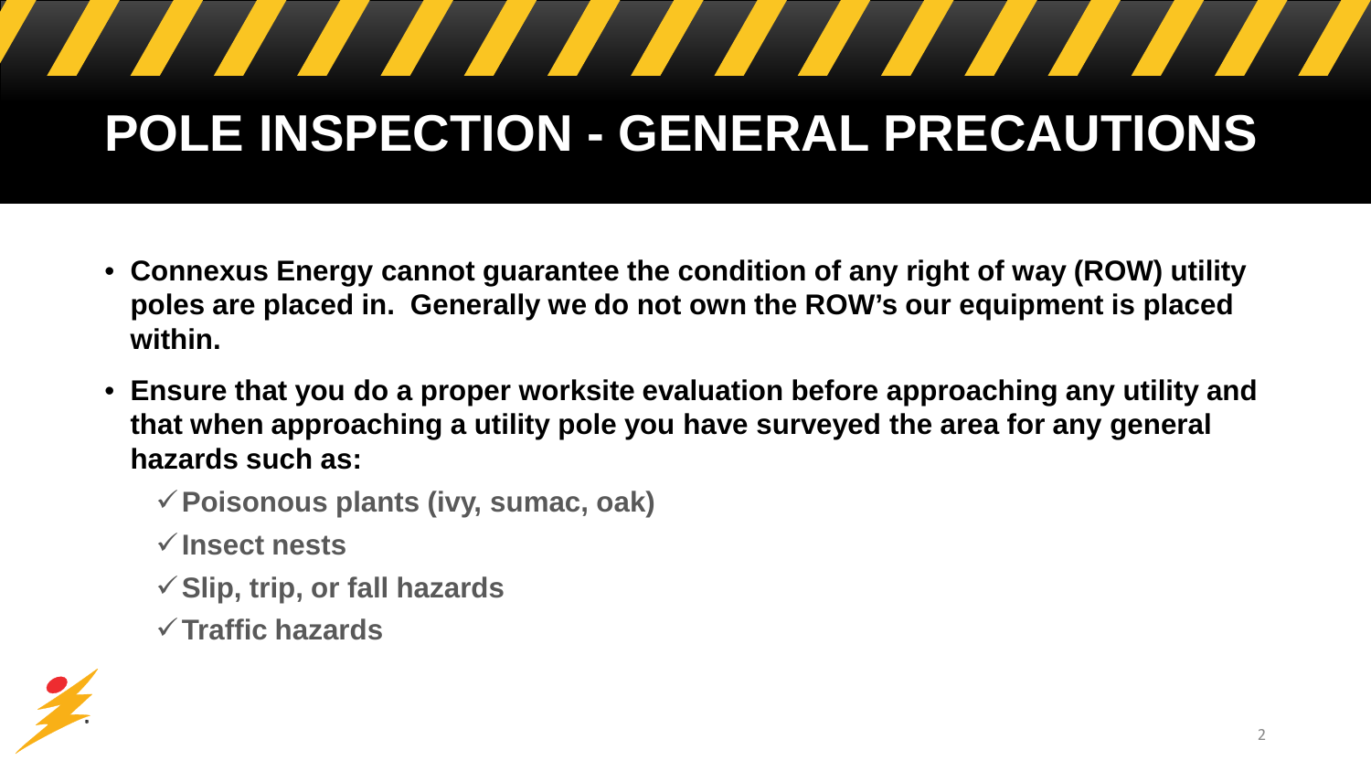# POLE INSPECTION - GENERAL PRECAUTIONS

- **Connexus Energy cannot guarantee the condition of any right of way (ROW) utility poles are placed in. Generally we do not own the ROW's our equipment is placed within.**
- **Ensure that you do a proper worksite evaluation before approaching any utility and that when approaching a utility pole you have surveyed the area for any general hazards such as:**
  - ✓ **Poisonous plants (ivy, sumac, oak)**
  - ✓ **Insect nests**
  - ✓ **Slip, trip, or fall hazards**
  - ✓ **Traffic hazards**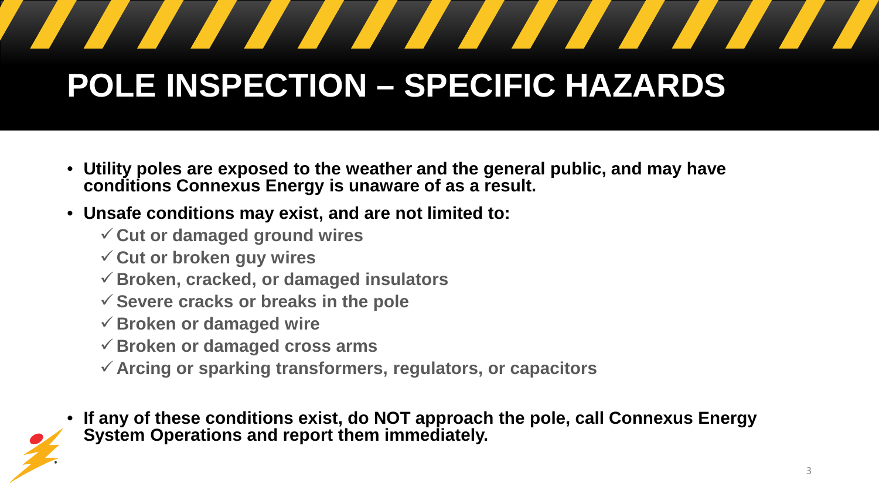# POLE INSPECTION – SPECIFIC HAZARDS

- **Utility poles are exposed to the weather and the general public, and may have conditions Connexus Energy is unaware of as a result.**
- **Unsafe conditions may exist, and are not limited to:**
  - ✓ **Cut or damaged ground wires**
  - ✓ **Cut or broken guy wires**
  - ✓ **Broken, cracked, or damaged insulators**
  - ✓ **Severe cracks or breaks in the pole**
  - ✓ **Broken or damaged wire**
  - ✓ **Broken or damaged cross arms**
  - ✓ **Arcing or sparking transformers, regulators, or capacitors**
- **If any of these conditions exist, do NOT approach the pole, call Connexus Energy System Operations and report them immediately.**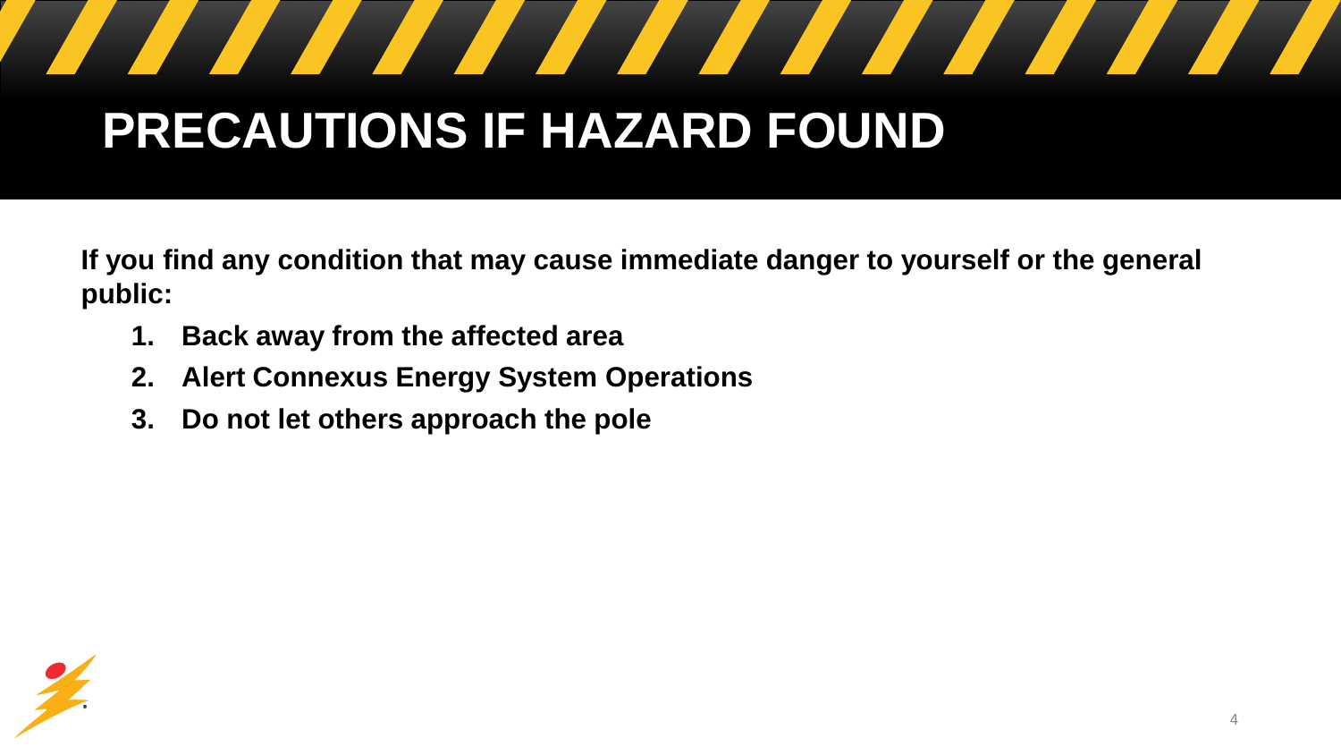# PRECAUTIONS IF HAZARD FOUND

**If you find any condition that may cause immediate danger to yourself or the general public:**

1. **Back away from the affected area**
2. **Alert Connexus Energy System Operations**
3. **Do not let others approach the pole**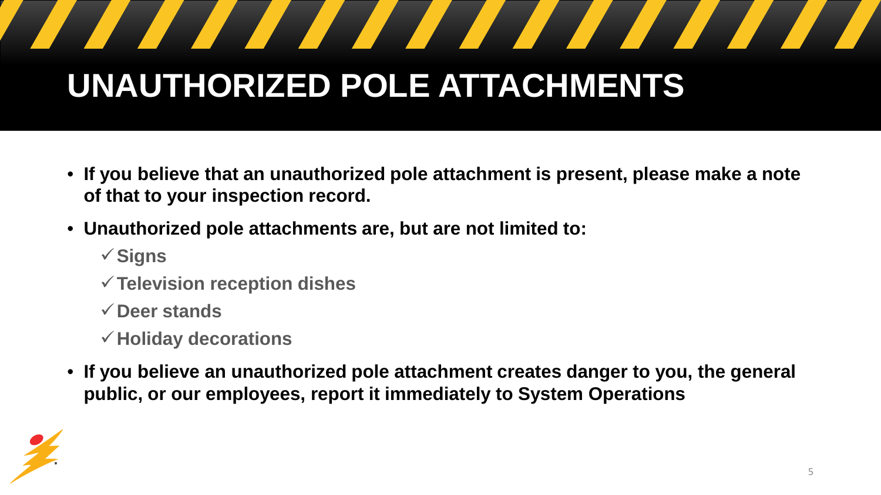# UNAUTHORIZED POLE ATTACHMENTS

- **If you believe that an unauthorized pole attachment is present, please make a note of that to your inspection record.**
- **Unauthorized pole attachments are, but are not limited to:**
  - ✓ **Signs**
  - ✓ **Television reception dishes**
  - ✓ **Deer stands**
  - ✓ **Holiday decorations**
- **If you believe an unauthorized pole attachment creates danger to you, the general public, or our employees, report it immediately to System Operations**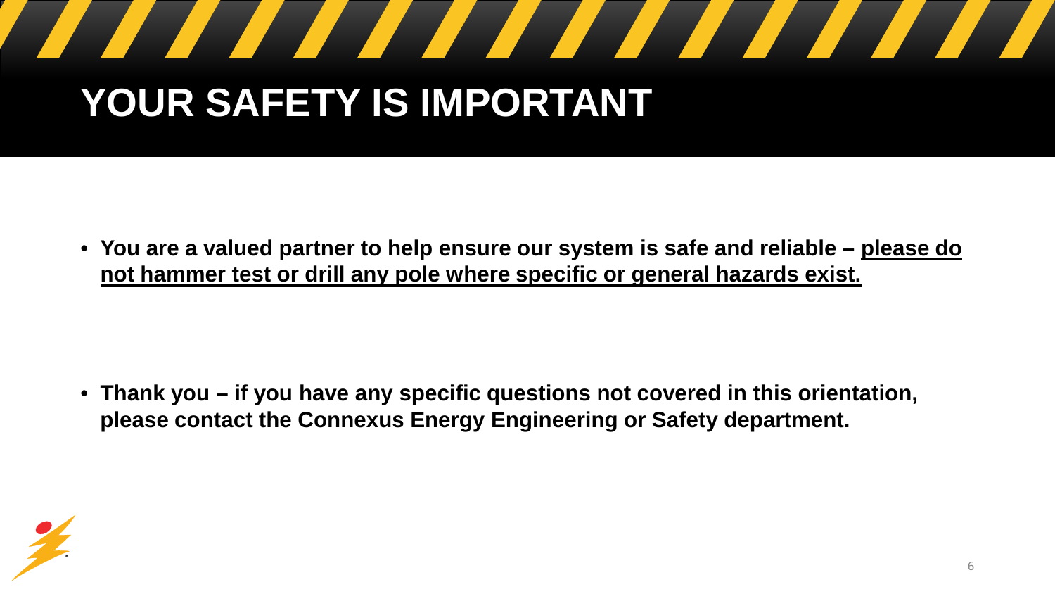# YOUR SAFETY IS IMPORTANT

- **You are a valued partner to help ensure our system is safe and reliable – <u>please do not hammer test or drill any pole where specific or general hazards exist.</u>**

- **Thank you – if you have any specific questions not covered in this orientation, please contact the Connexus Energy Engineering or Safety department.**